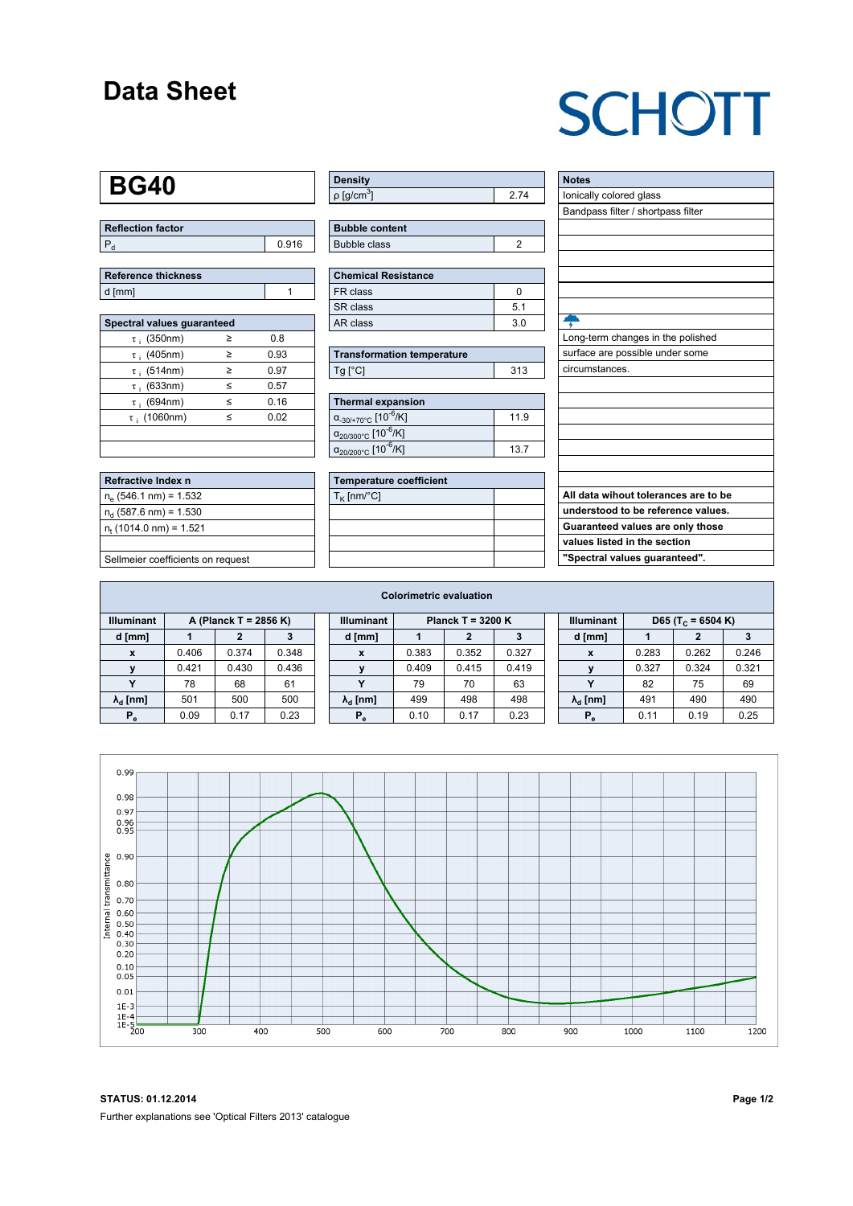# Data Sheet

SCHOTT

## BG40

| Reflection factor | |
|---|---|
| $P_d$ | 0.916 |

| Reference thickness | |
|---|---|
| d [mm] | 1 |

| Spectral values guaranteed | | |
|---|---|---|
| $\tau_i$ (350nm) | ≥ | 0.8 |
| $\tau_i$ (405nm) | ≥ | 0.93 |
| $\tau_i$ (514nm) | ≥ | 0.97 |
| $\tau_i$ (633nm) | ≤ | 0.57 |
| $\tau_i$ (694nm) | ≤ | 0.16 |
| $\tau_i$ (1060nm) | ≤ | 0.02 |

| Refractive Index n |
|---|
| $n_e$ (546.1 nm) = 1.532 |
| $n_d$ (587.6 nm) = 1.530 |
| $n_t$ (1014.0 nm) = 1.521 |
| |
| Sellmeier coefficients on request |

| Density | |
|---|---|
| ρ [g/cm$^3$] | 2.74 |

| Bubble content | |
|---|---|
| Bubble class | 2 |

| Chemical Resistance | |
|---|---|
| FR class | 0 |
| SR class | 5.1 |
| AR class | 3.0 |

| Transformation temperature | |
|---|---|
| Tg [°C] | 313 |

| Thermal expansion | |
|---|---|
| $\alpha_{-30/+70°C}$ [$10^{-6}$/K] | 11.9 |
| $\alpha_{20/300°C}$ [$10^{-6}$/K] | |
| $\alpha_{20/200°C}$ [$10^{-6}$/K] | 13.7 |

| Temperature coefficient | |
|---|---|
| $T_K$ [nm/°C] | |

| Notes |
|---|
| Ionically colored glass |
| Bandpass filter / shortpass filter |
| Long-term changes in the polished surface are possible under some circumstances. |

**All data wihout tolerances are to be understood to be reference values. Guaranteed values are only those values listed in the section "Spectral values guaranteed".**

### Colorimetric evaluation

| Illuminant | A (Planck T = 2856 K) | | |
|---|---|---|---|
| d [mm] | 1 | 2 | 3 |
| x | 0.406 | 0.374 | 0.348 |
| y | 0.421 | 0.430 | 0.436 |
| Y | 78 | 68 | 61 |
| $\lambda_d$ [nm] | 501 | 500 | 500 |
| $P_e$ | 0.09 | 0.17 | 0.23 |

| Illuminant | Planck T = 3200 K | | |
|---|---|---|---|
| d [mm] | 1 | 2 | 3 |
| x | 0.383 | 0.352 | 0.327 |
| y | 0.409 | 0.415 | 0.419 |
| Y | 79 | 70 | 63 |
| $\lambda_d$ [nm] | 499 | 498 | 498 |
| $P_e$ | 0.10 | 0.17 | 0.23 |

| Illuminant | D65 ($T_C$ = 6504 K) | | |
|---|---|---|---|
| d [mm] | 1 | 2 | 3 |
| x | 0.283 | 0.262 | 0.246 |
| y | 0.327 | 0.324 | 0.321 |
| Y | 82 | 75 | 69 |
| $\lambda_d$ [nm] | 491 | 490 | 490 |
| $P_e$ | 0.11 | 0.19 | 0.25 |

**STATUS: 01.12.2014**

Further explanations see 'Optical Filters 2013' catalogue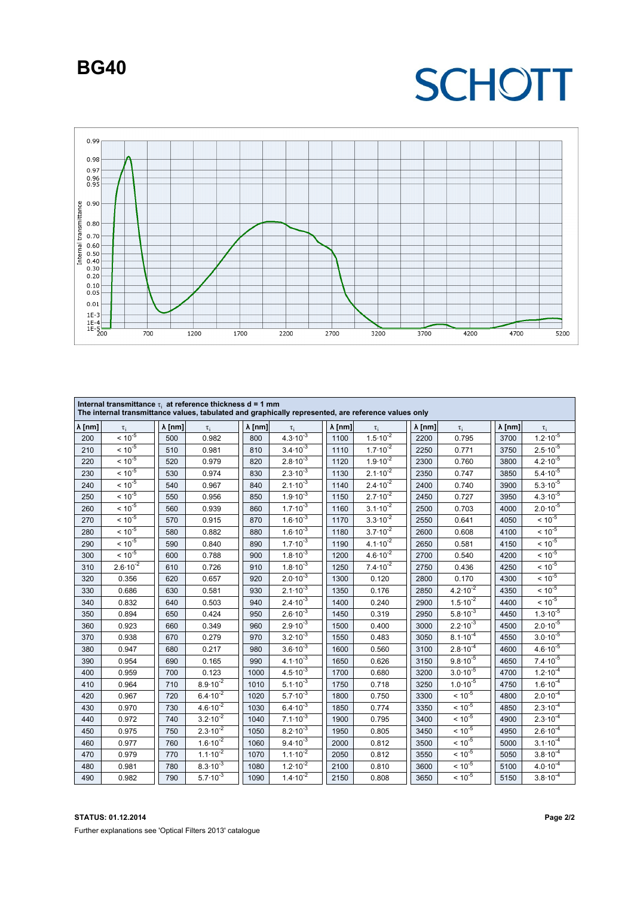# BG40

SCHOTT

0.99
0.98
0.97
0.96
0.95
0.90
0.80
0.70
0.60
0.50
0.40
0.30
0.20
0.10
0.05
0.01
1E-3
1E-4
1E-5
Internal transmittance
200 700 1200 1700 2200 2700 3200 3700 4200 4700 5200

**Internal transmittance $\tau_i$ at reference thickness d = 1 mm**
**The internal transmittance values, tabulated and graphically represented, are reference values only**

| λ [nm] | $\tau_i$ | λ [nm] | $\tau_i$ | λ [nm] | $\tau_i$ | λ [nm] | $\tau_i$ | λ [nm] | $\tau_i$ | λ [nm] | $\tau_i$ |
|---|---|---|---|---|---|---|---|---|---|---|---|
| 200 | $< 10^{-5}$ | 500 | 0.982 | 800 | $4.3 \cdot 10^{-3}$ | 1100 | $1.5 \cdot 10^{-2}$ | 2200 | 0.795 | 3700 | $1.2 \cdot 10^{-5}$ |
| 210 | $< 10^{-5}$ | 510 | 0.981 | 810 | $3.4 \cdot 10^{-3}$ | 1110 | $1.7 \cdot 10^{-2}$ | 2250 | 0.771 | 3750 | $2.5 \cdot 10^{-5}$ |
| 220 | $< 10^{-5}$ | 520 | 0.979 | 820 | $2.8 \cdot 10^{-3}$ | 1120 | $1.9 \cdot 10^{-2}$ | 2300 | 0.760 | 3800 | $4.2 \cdot 10^{-5}$ |
| 230 | $< 10^{-5}$ | 530 | 0.974 | 830 | $2.3 \cdot 10^{-3}$ | 1130 | $2.1 \cdot 10^{-2}$ | 2350 | 0.747 | 3850 | $5.4 \cdot 10^{-5}$ |
| 240 | $< 10^{-5}$ | 540 | 0.967 | 840 | $2.1 \cdot 10^{-3}$ | 1140 | $2.4 \cdot 10^{-2}$ | 2400 | 0.740 | 3900 | $5.3 \cdot 10^{-5}$ |
| 250 | $< 10^{-5}$ | 550 | 0.956 | 850 | $1.9 \cdot 10^{-3}$ | 1150 | $2.7 \cdot 10^{-2}$ | 2450 | 0.727 | 3950 | $4.3 \cdot 10^{-5}$ |
| 260 | $< 10^{-5}$ | 560 | 0.939 | 860 | $1.7 \cdot 10^{-3}$ | 1160 | $3.1 \cdot 10^{-2}$ | 2500 | 0.703 | 4000 | $2.0 \cdot 10^{-5}$ |
| 270 | $< 10^{-5}$ | 570 | 0.915 | 870 | $1.6 \cdot 10^{-3}$ | 1170 | $3.3 \cdot 10^{-2}$ | 2550 | 0.641 | 4050 | $< 10^{-5}$ |
| 280 | $< 10^{-5}$ | 580 | 0.882 | 880 | $1.6 \cdot 10^{-3}$ | 1180 | $3.7 \cdot 10^{-2}$ | 2600 | 0.608 | 4100 | $< 10^{-5}$ |
| 290 | $< 10^{-5}$ | 590 | 0.840 | 890 | $1.7 \cdot 10^{-3}$ | 1190 | $4.1 \cdot 10^{-2}$ | 2650 | 0.581 | 4150 | $< 10^{-5}$ |
| 300 | $< 10^{-5}$ | 600 | 0.788 | 900 | $1.8 \cdot 10^{-3}$ | 1200 | $4.6 \cdot 10^{-2}$ | 2700 | 0.540 | 4200 | $< 10^{-5}$ |
| 310 | $2.6 \cdot 10^{-2}$ | 610 | 0.726 | 910 | $1.8 \cdot 10^{-3}$ | 1250 | $7.4 \cdot 10^{-2}$ | 2750 | 0.436 | 4250 | $< 10^{-5}$ |
| 320 | 0.356 | 620 | 0.657 | 920 | $2.0 \cdot 10^{-3}$ | 1300 | 0.120 | 2800 | 0.170 | 4300 | $< 10^{-5}$ |
| 330 | 0.686 | 630 | 0.581 | 930 | $2.1 \cdot 10^{-3}$ | 1350 | 0.176 | 2850 | $4.2 \cdot 10^{-2}$ | 4350 | $< 10^{-5}$ |
| 340 | 0.832 | 640 | 0.503 | 940 | $2.4 \cdot 10^{-3}$ | 1400 | 0.240 | 2900 | $1.5 \cdot 10^{-2}$ | 4400 | $< 10^{-5}$ |
| 350 | 0.894 | 650 | 0.424 | 950 | $2.6 \cdot 10^{-3}$ | 1450 | 0.319 | 2950 | $5.8 \cdot 10^{-3}$ | 4450 | $1.3 \cdot 10^{-5}$ |
| 360 | 0.923 | 660 | 0.349 | 960 | $2.9 \cdot 10^{-3}$ | 1500 | 0.400 | 3000 | $2.2 \cdot 10^{-3}$ | 4500 | $2.0 \cdot 10^{-5}$ |
| 370 | 0.938 | 670 | 0.279 | 970 | $3.2 \cdot 10^{-3}$ | 1550 | 0.483 | 3050 | $8.1 \cdot 10^{-4}$ | 4550 | $3.0 \cdot 10^{-5}$ |
| 380 | 0.947 | 680 | 0.217 | 980 | $3.6 \cdot 10^{-3}$ | 1600 | 0.560 | 3100 | $2.8 \cdot 10^{-4}$ | 4600 | $4.6 \cdot 10^{-5}$ |
| 390 | 0.954 | 690 | 0.165 | 990 | $4.1 \cdot 10^{-3}$ | 1650 | 0.626 | 3150 | $9.8 \cdot 10^{-5}$ | 4650 | $7.4 \cdot 10^{-5}$ |
| 400 | 0.959 | 700 | 0.123 | 1000 | $4.5 \cdot 10^{-3}$ | 1700 | 0.680 | 3200 | $3.0 \cdot 10^{-5}$ | 4700 | $1.2 \cdot 10^{-4}$ |
| 410 | 0.964 | 710 | $8.9 \cdot 10^{-2}$ | 1010 | $5.1 \cdot 10^{-3}$ | 1750 | 0.718 | 3250 | $1.0 \cdot 10^{-5}$ | 4750 | $1.6 \cdot 10^{-4}$ |
| 420 | 0.967 | 720 | $6.4 \cdot 10^{-2}$ | 1020 | $5.7 \cdot 10^{-3}$ | 1800 | 0.750 | 3300 | $< 10^{-5}$ | 4800 | $2.0 \cdot 10^{-4}$ |
| 430 | 0.970 | 730 | $4.6 \cdot 10^{-2}$ | 1030 | $6.4 \cdot 10^{-3}$ | 1850 | 0.774 | 3350 | $< 10^{-5}$ | 4850 | $2.3 \cdot 10^{-4}$ |
| 440 | 0.972 | 740 | $3.2 \cdot 10^{-2}$ | 1040 | $7.1 \cdot 10^{-3}$ | 1900 | 0.795 | 3400 | $< 10^{-5}$ | 4900 | $2.3 \cdot 10^{-4}$ |
| 450 | 0.975 | 750 | $2.3 \cdot 10^{-2}$ | 1050 | $8.2 \cdot 10^{-3}$ | 1950 | 0.805 | 3450 | $< 10^{-5}$ | 4950 | $2.6 \cdot 10^{-4}$ |
| 460 | 0.977 | 760 | $1.6 \cdot 10^{-2}$ | 1060 | $9.4 \cdot 10^{-3}$ | 2000 | 0.812 | 3500 | $< 10^{-5}$ | 5000 | $3.1 \cdot 10^{-4}$ |
| 470 | 0.979 | 770 | $1.1 \cdot 10^{-2}$ | 1070 | $1.1 \cdot 10^{-2}$ | 2050 | 0.812 | 3550 | $< 10^{-5}$ | 5050 | $3.8 \cdot 10^{-4}$ |
| 480 | 0.981 | 780 | $8.3 \cdot 10^{-3}$ | 1080 | $1.2 \cdot 10^{-2}$ | 2100 | 0.810 | 3600 | $< 10^{-5}$ | 5100 | $4.0 \cdot 10^{-4}$ |
| 490 | 0.982 | 790 | $5.7 \cdot 10^{-3}$ | 1090 | $1.4 \cdot 10^{-2}$ | 2150 | 0.808 | 3650 | $< 10^{-5}$ | 5150 | $3.8 \cdot 10^{-4}$ |

**STATUS: 01.12.2014**

Further explanations see 'Optical Filters 2013' catalogue